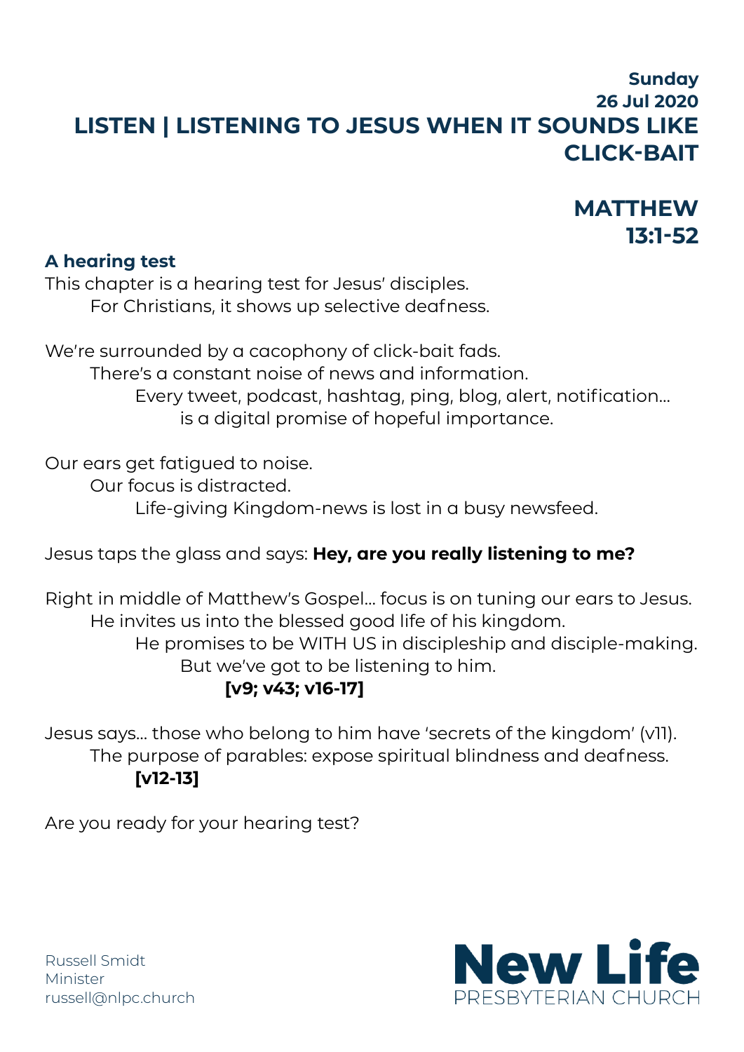**Sunday**
**26 Jul 2020**

# LISTEN | LISTENING TO JESUS WHEN IT SOUNDS LIKE CLICK-BAIT

## MATTHEW 13:1-52

### A hearing test

This chapter is a hearing test for Jesus' disciples.
For Christians, it shows up selective deafness.

We're surrounded by a cacophony of click-bait fads.
There's a constant noise of news and information.
Every tweet, podcast, hashtag, ping, blog, alert, notification…
is a digital promise of hopeful importance.

Our ears get fatigued to noise.
Our focus is distracted.
Life-giving Kingdom-news is lost in a busy newsfeed.

Jesus taps the glass and says: **Hey, are you really listening to me?**

Right in middle of Matthew's Gospel… focus is on tuning our ears to Jesus.
He invites us into the blessed good life of his kingdom.
He promises to be WITH US in discipleship and disciple-making.
But we've got to be listening to him.
**[v9; v43; v16-17]**

Jesus says… those who belong to him have 'secrets of the kingdom' (v11).
The purpose of parables: expose spiritual blindness and deafness.
**[v12-13]**

Are you ready for your hearing test?

Russell Smidt
Minister
russell@nlpc.church

New Life
PRESBYTERIAN CHURCH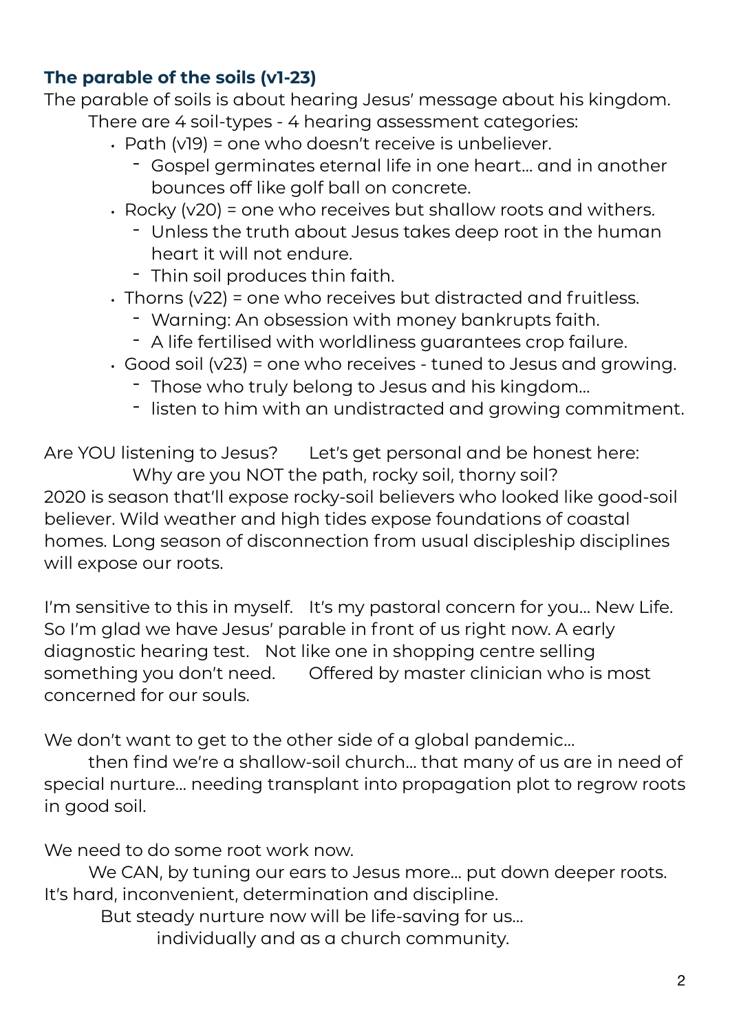### **The parable of the soils (v1-23)**

The parable of soils is about hearing Jesus' message about his kingdom.

There are 4 soil-types - 4 hearing assessment categories:

- Path (v19) = one who doesn't receive is unbeliever.
  - Gospel germinates eternal life in one heart… and in another bounces off like golf ball on concrete.
- Rocky (v20) = one who receives but shallow roots and withers.
  - Unless the truth about Jesus takes deep root in the human heart it will not endure.
  - Thin soil produces thin faith.
- Thorns (v22) = one who receives but distracted and fruitless.
  - Warning: An obsession with money bankrupts faith.
  - A life fertilised with worldliness guarantees crop failure.
- Good soil (v23) = one who receives - tuned to Jesus and growing.
  - Those who truly belong to Jesus and his kingdom…
  - listen to him with an undistracted and growing commitment.

Are YOU listening to Jesus? Let's get personal and be honest here:

Why are you NOT the path, rocky soil, thorny soil?

2020 is season that'll expose rocky-soil believers who looked like good-soil believer. Wild weather and high tides expose foundations of coastal homes. Long season of disconnection from usual discipleship disciplines will expose our roots.

I'm sensitive to this in myself. It's my pastoral concern for you… New Life. So I'm glad we have Jesus' parable in front of us right now. A early diagnostic hearing test. Not like one in shopping centre selling something you don't need. Offered by master clinician who is most concerned for our souls.

We don't want to get to the other side of a global pandemic…

then find we're a shallow-soil church… that many of us are in need of special nurture… needing transplant into propagation plot to regrow roots in good soil.

We need to do some root work now.

We CAN, by tuning our ears to Jesus more… put down deeper roots.

It's hard, inconvenient, determination and discipline.

But steady nurture now will be life-saving for us…

individually and as a church community.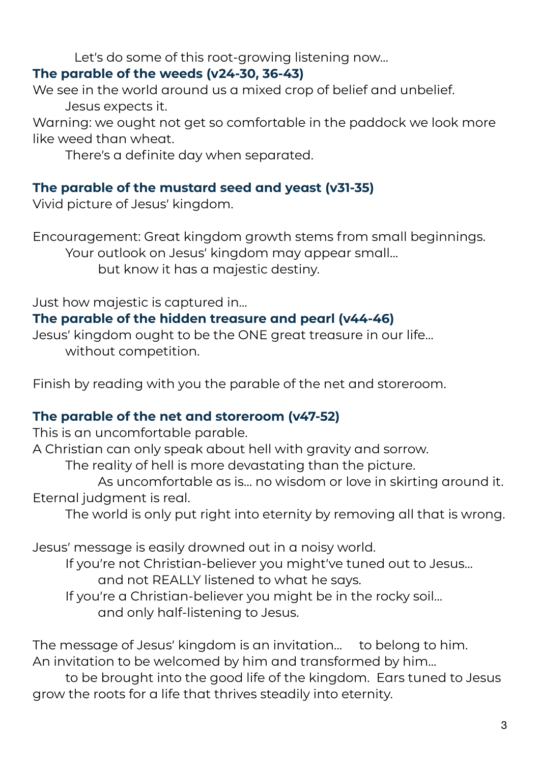Let's do some of this root-growing listening now...

**The parable of the weeds (v24-30, 36-43)**

We see in the world around us a mixed crop of belief and unbelief.
Jesus expects it.

Warning: we ought not get so comfortable in the paddock we look more like weed than wheat.
There's a definite day when separated.

**The parable of the mustard seed and yeast (v31-35)**

Vivid picture of Jesus' kingdom.

Encouragement: Great kingdom growth stems from small beginnings.
Your outlook on Jesus' kingdom may appear small...
but know it has a majestic destiny.

Just how majestic is captured in...

**The parable of the hidden treasure and pearl (v44-46)**

Jesus' kingdom ought to be the ONE great treasure in our life...
without competition.

Finish by reading with you the parable of the net and storeroom.

**The parable of the net and storeroom (v47-52)**

This is an uncomfortable parable.
A Christian can only speak about hell with gravity and sorrow.
The reality of hell is more devastating than the picture.
As uncomfortable as is... no wisdom or love in skirting around it.
Eternal judgment is real.
The world is only put right into eternity by removing all that is wrong.

Jesus' message is easily drowned out in a noisy world.
If you're not Christian-believer you might've tuned out to Jesus...
and not REALLY listened to what he says.
If you're a Christian-believer you might be in the rocky soil...
and only half-listening to Jesus.

The message of Jesus' kingdom is an invitation... to belong to him.
An invitation to be welcomed by him and transformed by him...
to be brought into the good life of the kingdom. Ears tuned to Jesus grow the roots for a life that thrives steadily into eternity.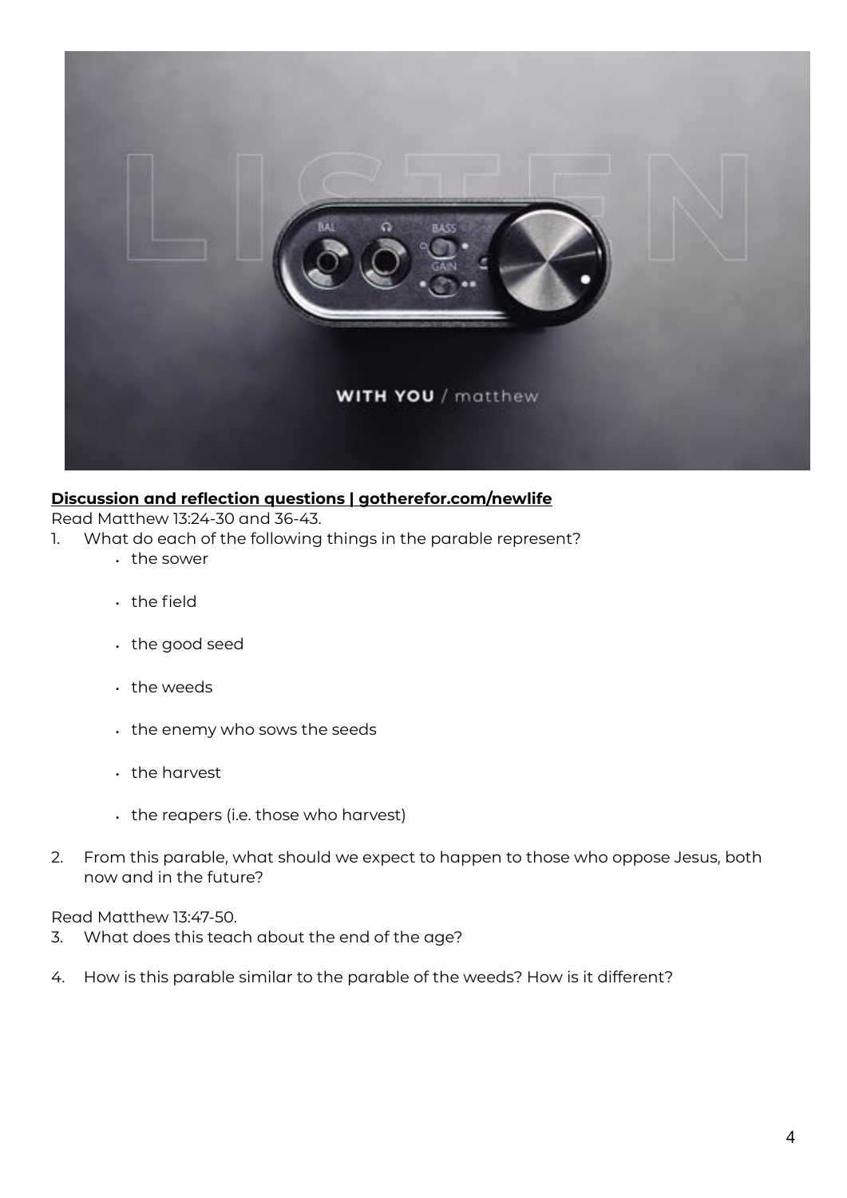**Discussion and reflection questions | gotherefor.com/newlife**

Read Matthew 13:24-30 and 36-43.

1. What do each of the following things in the parable represent?
   - the sower
   - the field
   - the good seed
   - the weeds
   - the enemy who sows the seeds
   - the harvest
   - the reapers (i.e. those who harvest)

2. From this parable, what should we expect to happen to those who oppose Jesus, both now and in the future?

Read Matthew 13:47-50.

3. What does this teach about the end of the age?

4. How is this parable similar to the parable of the weeds? How is it different?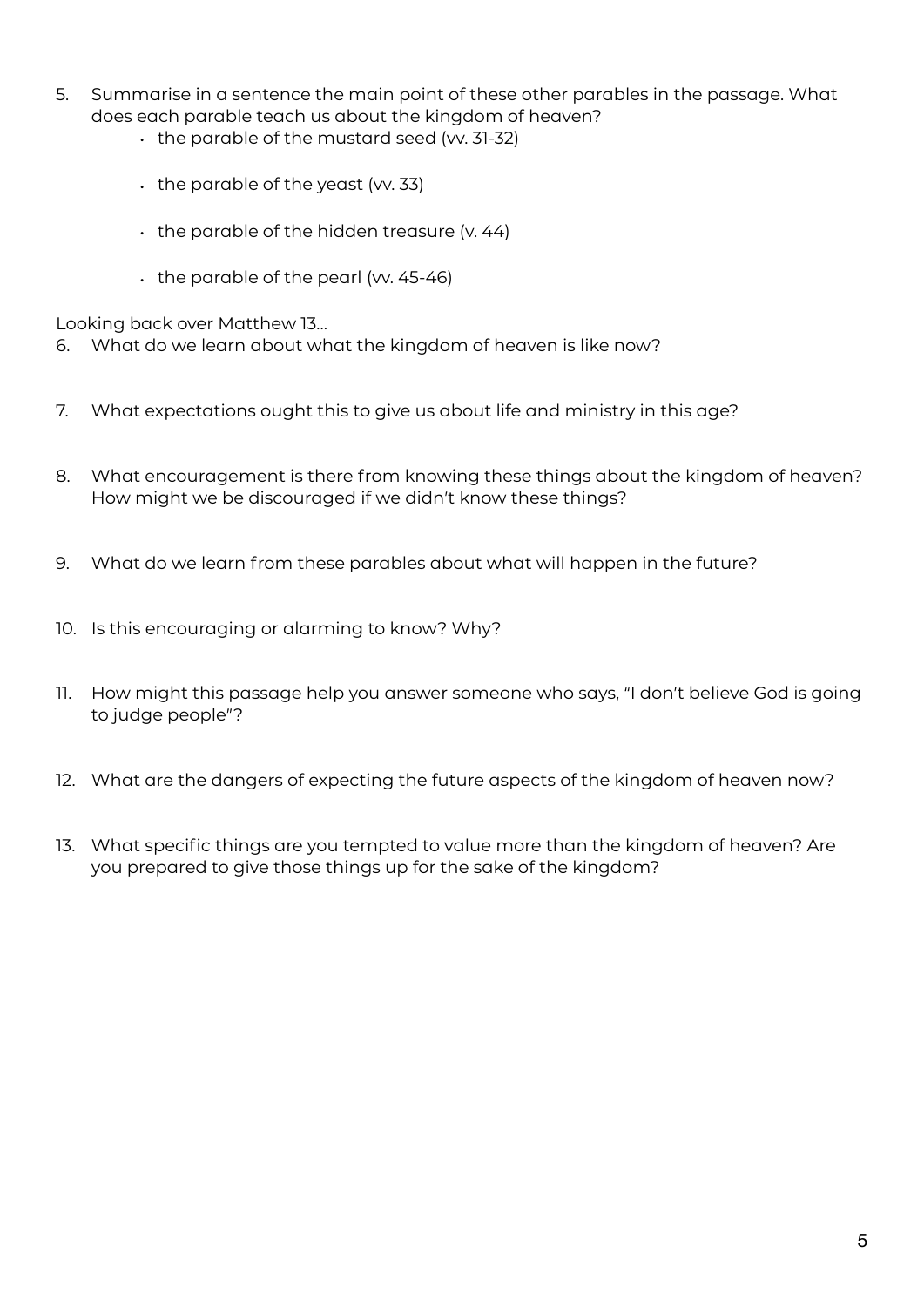5. Summarise in a sentence the main point of these other parables in the passage. What does each parable teach us about the kingdom of heaven?
   - the parable of the mustard seed (vv. 31-32)
   - the parable of the yeast (vv. 33)
   - the parable of the hidden treasure (v. 44)
   - the parable of the pearl (vv. 45-46)

Looking back over Matthew 13...

6. What do we learn about what the kingdom of heaven is like now?
7. What expectations ought this to give us about life and ministry in this age?
8. What encouragement is there from knowing these things about the kingdom of heaven? How might we be discouraged if we didn't know these things?
9. What do we learn from these parables about what will happen in the future?
10. Is this encouraging or alarming to know? Why?
11. How might this passage help you answer someone who says, "I don't believe God is going to judge people"?
12. What are the dangers of expecting the future aspects of the kingdom of heaven now?
13. What specific things are you tempted to value more than the kingdom of heaven? Are you prepared to give those things up for the sake of the kingdom?